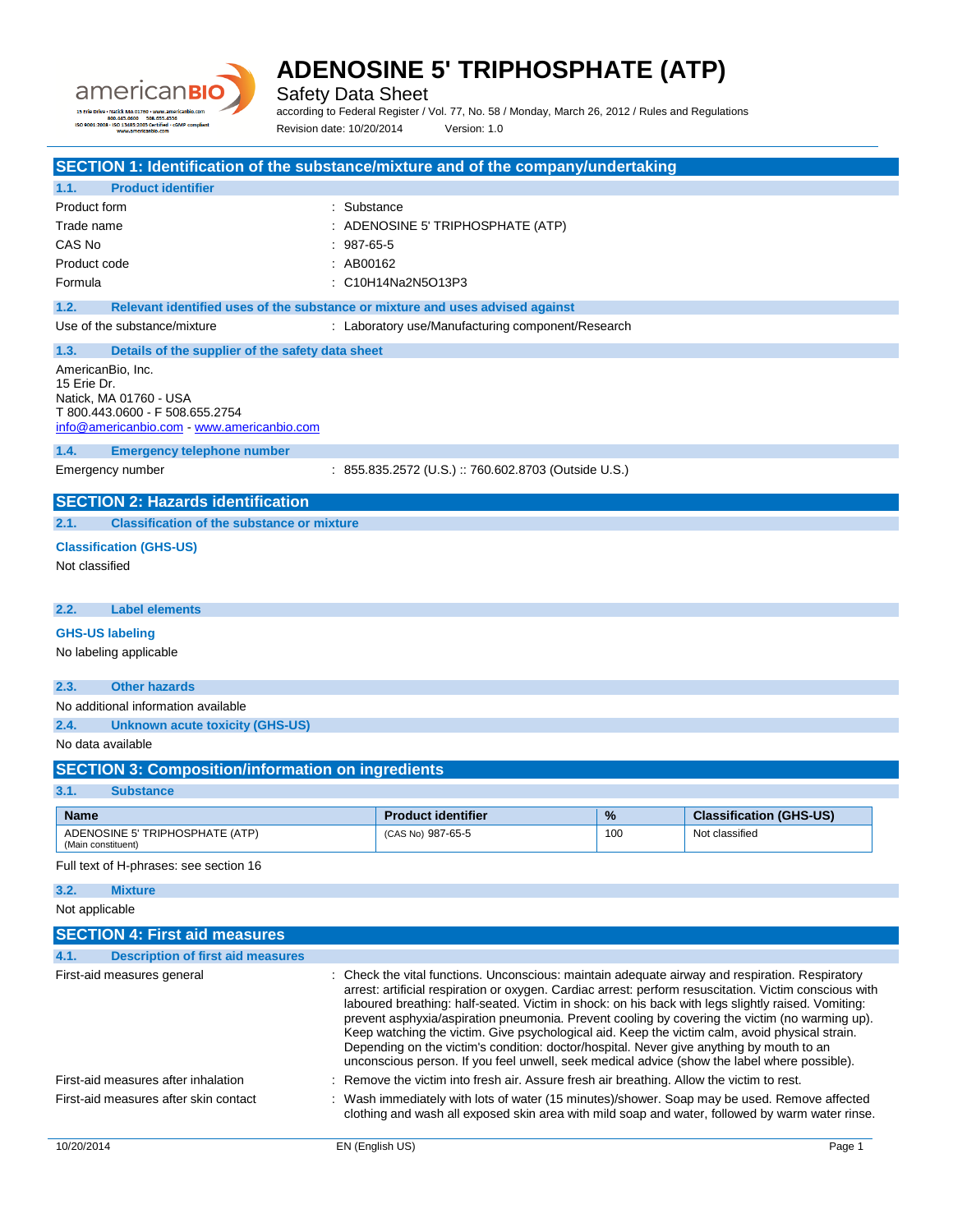# ADENOSINE 5' TRIPHOSPHATE (ATP)

Safety Data Sheet

according to Federal Register / Vol. 77, No. 58 / Monday, March 26, 2012 / Rules and Regulations

Revision date: 10/20/2014 Version: 1.0

## SECTION 1: Identification of the substance/mixture and of the company/undertaking

### 1.1. Product identifier

Product form : Substance

Trade name : ADENOSINE 5' TRIPHOSPHATE (ATP)

CAS No : 987-65-5

Product code : AB00162

Formula : $C_{10}H_{14}Na_2N_5O_{13}P_3$

### 1.2. Relevant identified uses of the substance or mixture and uses advised against

Use of the substance/mixture : Laboratory use/Manufacturing component/Research

### 1.3. Details of the supplier of the safety data sheet

AmericanBio, Inc.
15 Erie Dr.
Natick, MA 01760 - USA
T 800.443.0600 - F 508.655.2754
info@americanbio.com - www.americanbio.com

### 1.4. Emergency telephone number

Emergency number : 855.835.2572 (U.S.) :: 760.602.8703 (Outside U.S.)

## SECTION 2: Hazards identification

### 2.1. Classification of the substance or mixture

**Classification (GHS-US)**

Not classified

### 2.2. Label elements

**GHS-US labeling**

No labeling applicable

### 2.3. Other hazards

No additional information available

### 2.4. Unknown acute toxicity (GHS-US)

No data available

## SECTION 3: Composition/information on ingredients

### 3.1. Substance

| Name | Product identifier | % | Classification (GHS-US) |
|---|---|---|---|
| ADENOSINE 5' TRIPHOSPHATE (ATP) (Main constituent) | (CAS No) 987-65-5 | 100 | Not classified |

Full text of H-phrases: see section 16

### 3.2. Mixture

Not applicable

## SECTION 4: First aid measures

### 4.1. Description of first aid measures

First-aid measures general : Check the vital functions. Unconscious: maintain adequate airway and respiration. Respiratory arrest: artificial respiration or oxygen. Cardiac arrest: perform resuscitation. Victim conscious with laboured breathing: half-seated. Victim in shock: on his back with legs slightly raised. Vomiting: prevent asphyxia/aspiration pneumonia. Prevent cooling by covering the victim (no warming up). Keep watching the victim. Give psychological aid. Keep the victim calm, avoid physical strain. Depending on the victim's condition: doctor/hospital. Never give anything by mouth to an unconscious person. If you feel unwell, seek medical advice (show the label where possible).

First-aid measures after inhalation : Remove the victim into fresh air. Assure fresh air breathing. Allow the victim to rest.

First-aid measures after skin contact : Wash immediately with lots of water (15 minutes)/shower. Soap may be used. Remove affected clothing and wash all exposed skin area with mild soap and water, followed by warm water rinse.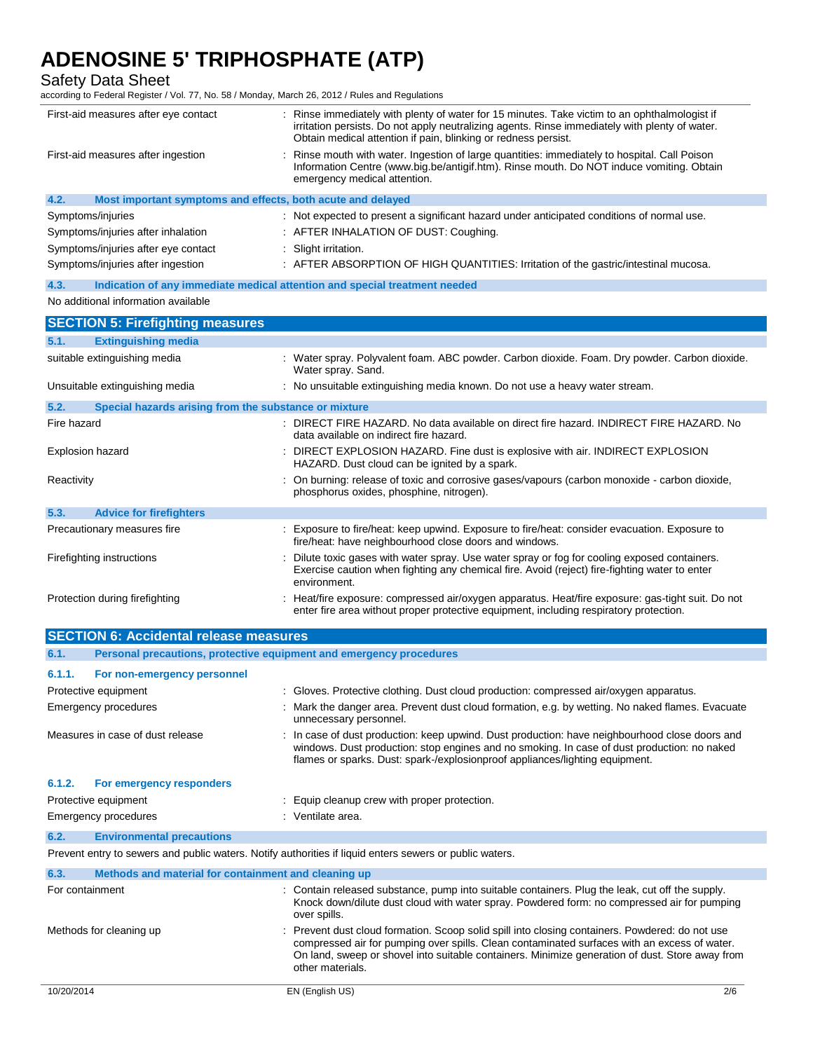| | |
|---|---|
| First-aid measures after eye contact | : Rinse immediately with plenty of water for 15 minutes. Take victim to an ophthalmologist if irritation persists. Do not apply neutralizing agents. Rinse immediately with plenty of water. Obtain medical attention if pain, blinking or redness persist. |
| First-aid measures after ingestion | : Rinse mouth with water. Ingestion of large quantities: immediately to hospital. Call Poison Information Centre (www.big.be/antigif.htm). Rinse mouth. Do NOT induce vomiting. Obtain emergency medical attention. |

### 4.2. Most important symptoms and effects, both acute and delayed

| | |
|---|---|
| Symptoms/injuries | : Not expected to present a significant hazard under anticipated conditions of normal use. |
| Symptoms/injuries after inhalation | : AFTER INHALATION OF DUST: Coughing. |
| Symptoms/injuries after eye contact | : Slight irritation. |
| Symptoms/injuries after ingestion | : AFTER ABSORPTION OF HIGH QUANTITIES: Irritation of the gastric/intestinal mucosa. |

### 4.3. Indication of any immediate medical attention and special treatment needed

No additional information available

## SECTION 5: Firefighting measures

### 5.1. Extinguishing media

| | |
|---|---|
| suitable extinguishing media | : Water spray. Polyvalent foam. ABC powder. Carbon dioxide. Foam. Dry powder. Carbon dioxide. Water spray. Sand. |
| Unsuitable extinguishing media | : No unsuitable extinguishing media known. Do not use a heavy water stream. |

### 5.2. Special hazards arising from the substance or mixture

| | |
|---|---|
| Fire hazard | : DIRECT FIRE HAZARD. No data available on direct fire hazard. INDIRECT FIRE HAZARD. No data available on indirect fire hazard. |
| Explosion hazard | : DIRECT EXPLOSION HAZARD. Fine dust is explosive with air. INDIRECT EXPLOSION HAZARD. Dust cloud can be ignited by a spark. |
| Reactivity | : On burning: release of toxic and corrosive gases/vapours (carbon monoxide - carbon dioxide, phosphorus oxides, phosphine, nitrogen). |

### 5.3. Advice for firefighters

| | |
|---|---|
| Precautionary measures fire | : Exposure to fire/heat: keep upwind. Exposure to fire/heat: consider evacuation. Exposure to fire/heat: have neighbourhood close doors and windows. |
| Firefighting instructions | : Dilute toxic gases with water spray. Use water spray or fog for cooling exposed containers. Exercise caution when fighting any chemical fire. Avoid (reject) fire-fighting water to enter environment. |
| Protection during firefighting | : Heat/fire exposure: compressed air/oxygen apparatus. Heat/fire exposure: gas-tight suit. Do not enter fire area without proper protective equipment, including respiratory protection. |

## SECTION 6: Accidental release measures

### 6.1. Personal precautions, protective equipment and emergency procedures

#### 6.1.1. For non-emergency personnel

| | |
|---|---|
| Protective equipment | : Gloves. Protective clothing. Dust cloud production: compressed air/oxygen apparatus. |
| Emergency procedures | : Mark the danger area. Prevent dust cloud formation, e.g. by wetting. No naked flames. Evacuate unnecessary personnel. |
| Measures in case of dust release | : In case of dust production: keep upwind. Dust production: have neighbourhood close doors and windows. Dust production: stop engines and no smoking. In case of dust production: no naked flames or sparks. Dust: spark-/explosionproof appliances/lighting equipment. |

#### 6.1.2. For emergency responders

| | |
|---|---|
| Protective equipment | : Equip cleanup crew with proper protection. |
| Emergency procedures | : Ventilate area. |

### 6.2. Environmental precautions

Prevent entry to sewers and public waters. Notify authorities if liquid enters sewers or public waters.

### 6.3. Methods and material for containment and cleaning up

| | |
|---|---|
| For containment | : Contain released substance, pump into suitable containers. Plug the leak, cut off the supply. Knock down/dilute dust cloud with water spray. Powdered form: no compressed air for pumping over spills. |
| Methods for cleaning up | : Prevent dust cloud formation. Scoop solid spill into closing containers. Powdered: do not use compressed air for pumping over spills. Clean contaminated surfaces with an excess of water. On land, sweep or shovel into suitable containers. Minimize generation of dust. Store away from other materials. |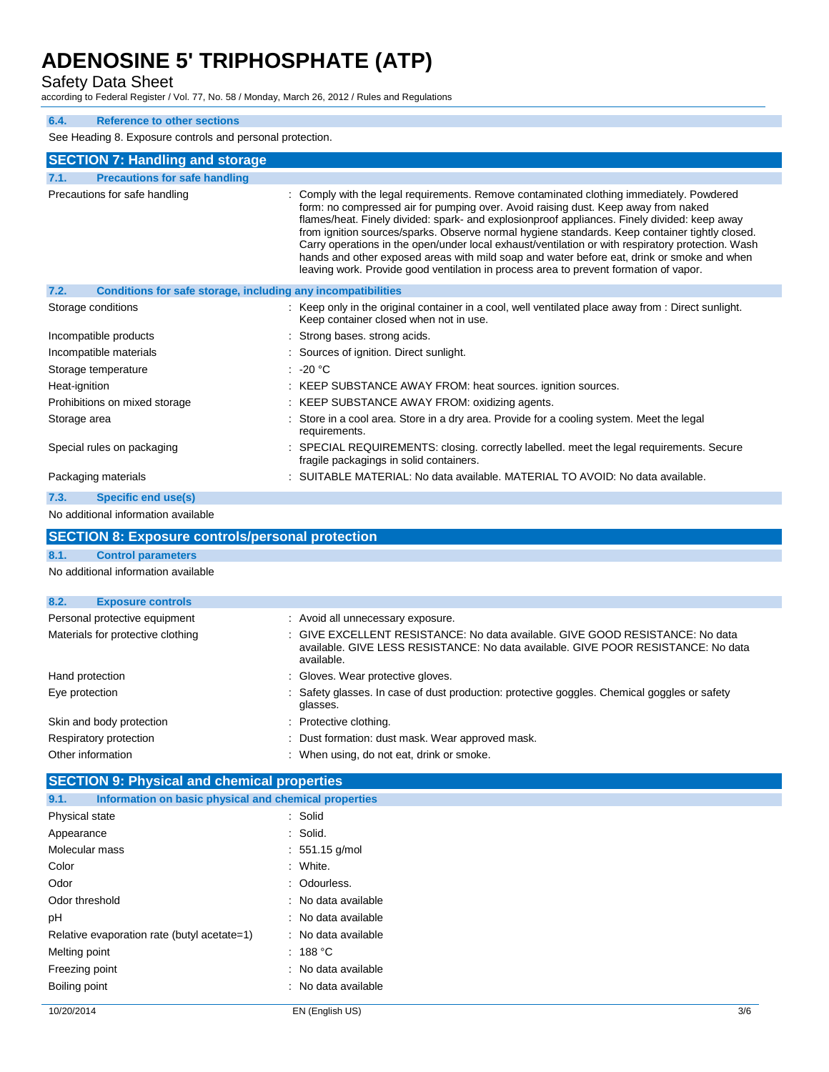### 6.4. Reference to other sections

See Heading 8. Exposure controls and personal protection.

## SECTION 7: Handling and storage

### 7.1. Precautions for safe handling

| | |
|---|---|
| Precautions for safe handling | : Comply with the legal requirements. Remove contaminated clothing immediately. Powdered form: no compressed air for pumping over. Avoid raising dust. Keep away from naked flames/heat. Finely divided: spark- and explosionproof appliances. Finely divided: keep away from ignition sources/sparks. Observe normal hygiene standards. Keep container tightly closed. Carry operations in the open/under local exhaust/ventilation or with respiratory protection. Wash hands and other exposed areas with mild soap and water before eat, drink or smoke and when leaving work. Provide good ventilation in process area to prevent formation of vapor. |

### 7.2. Conditions for safe storage, including any incompatibilities

| | |
|---|---|
| Storage conditions | : Keep only in the original container in a cool, well ventilated place away from : Direct sunlight. Keep container closed when not in use. |
| Incompatible products | : Strong bases. strong acids. |
| Incompatible materials | : Sources of ignition. Direct sunlight. |
| Storage temperature | : -20 °C |
| Heat-ignition | : KEEP SUBSTANCE AWAY FROM: heat sources. ignition sources. |
| Prohibitions on mixed storage | : KEEP SUBSTANCE AWAY FROM: oxidizing agents. |
| Storage area | : Store in a cool area. Store in a dry area. Provide for a cooling system. Meet the legal requirements. |
| Special rules on packaging | : SPECIAL REQUIREMENTS: closing. correctly labelled. meet the legal requirements. Secure fragile packagings in solid containers. |
| Packaging materials | : SUITABLE MATERIAL: No data available. MATERIAL TO AVOID: No data available. |

### 7.3. Specific end use(s)

No additional information available

## SECTION 8: Exposure controls/personal protection

### 8.1. Control parameters

No additional information available

### 8.2. Exposure controls

| | |
|---|---|
| Personal protective equipment | : Avoid all unnecessary exposure. |
| Materials for protective clothing | : GIVE EXCELLENT RESISTANCE: No data available. GIVE GOOD RESISTANCE: No data available. GIVE LESS RESISTANCE: No data available. GIVE POOR RESISTANCE: No data available. |
| Hand protection | : Gloves. Wear protective gloves. |
| Eye protection | : Safety glasses. In case of dust production: protective goggles. Chemical goggles or safety glasses. |
| Skin and body protection | : Protective clothing. |
| Respiratory protection | : Dust formation: dust mask. Wear approved mask. |
| Other information | : When using, do not eat, drink or smoke. |

## SECTION 9: Physical and chemical properties

### 9.1. Information on basic physical and chemical properties

| | |
|---|---|
| Physical state | : Solid |
| Appearance | : Solid. |
| Molecular mass | : 551.15 g/mol |
| Color | : White. |
| Odor | : Odourless. |
| Odor threshold | : No data available |
| pH | : No data available |
| Relative evaporation rate (butyl acetate=1) | : No data available |
| Melting point | : 188 °C |
| Freezing point | : No data available |
| Boiling point | : No data available |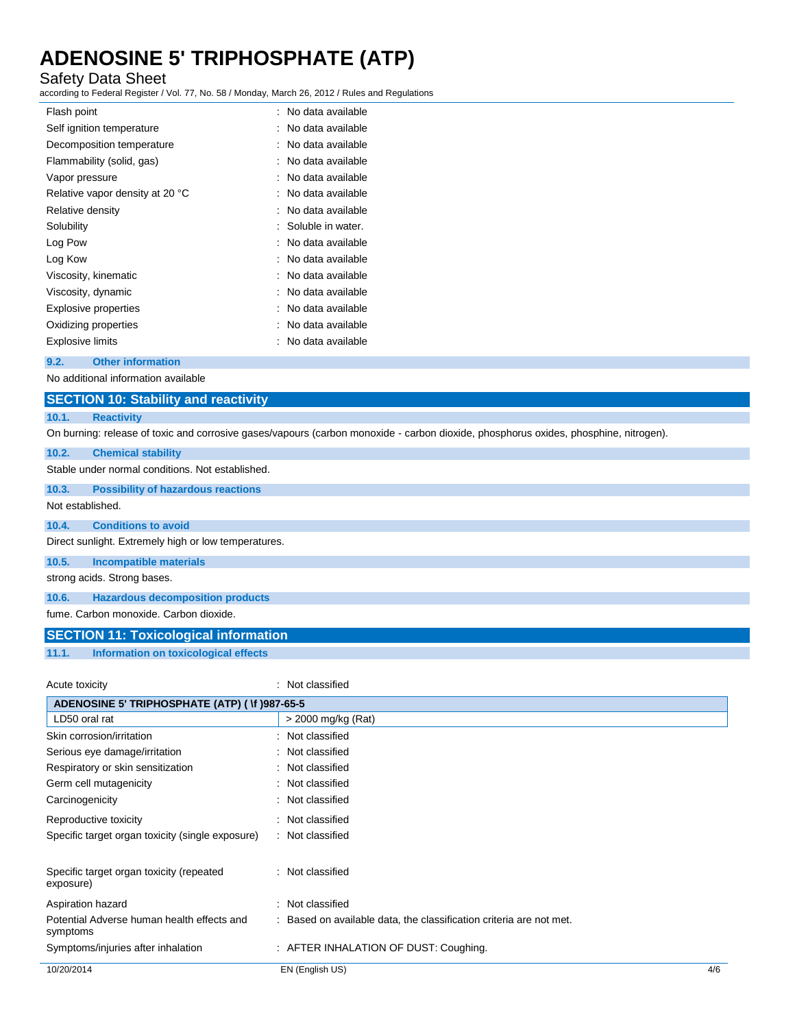| | |
|---|---|
| Flash point | : No data available |
| Self ignition temperature | : No data available |
| Decomposition temperature | : No data available |
| Flammability (solid, gas) | : No data available |
| Vapor pressure | : No data available |
| Relative vapor density at 20 °C | : No data available |
| Relative density | : No data available |
| Solubility | : Soluble in water. |
| Log Pow | : No data available |
| Log Kow | : No data available |
| Viscosity, kinematic | : No data available |
| Viscosity, dynamic | : No data available |
| Explosive properties | : No data available |
| Oxidizing properties | : No data available |
| Explosive limits | : No data available |

### 9.2. Other information

No additional information available

## SECTION 10: Stability and reactivity

### 10.1. Reactivity

On burning: release of toxic and corrosive gases/vapours (carbon monoxide - carbon dioxide, phosphorus oxides, phosphine, nitrogen).

### 10.2. Chemical stability

Stable under normal conditions. Not established.

### 10.3. Possibility of hazardous reactions

Not established.

### 10.4. Conditions to avoid

Direct sunlight. Extremely high or low temperatures.

### 10.5. Incompatible materials

strong acids. Strong bases.

### 10.6. Hazardous decomposition products

fume. Carbon monoxide. Carbon dioxide.

## SECTION 11: Toxicological information

### 11.1. Information on toxicological effects

Acute toxicity : Not classified

| ADENOSINE 5' TRIPHOSPHATE (ATP) ( \f )987-65-5 | |
|---|---|
| LD50 oral rat | > 2000 mg/kg (Rat) |

| | |
|---|---|
| Skin corrosion/irritation | : Not classified |
| Serious eye damage/irritation | : Not classified |
| Respiratory or skin sensitization | : Not classified |
| Germ cell mutagenicity | : Not classified |
| Carcinogenicity | : Not classified |
| Reproductive toxicity | : Not classified |
| Specific target organ toxicity (single exposure) | : Not classified |
| Specific target organ toxicity (repeated exposure) | : Not classified |
| Aspiration hazard | : Not classified |
| Potential Adverse human health effects and symptoms | : Based on available data, the classification criteria are not met. |
| Symptoms/injuries after inhalation | : AFTER INHALATION OF DUST: Coughing. |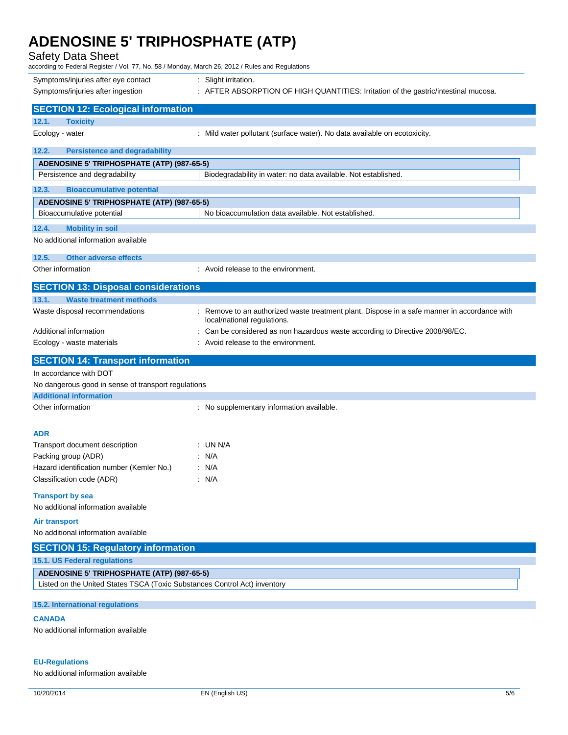| | |
|---|---|
| Symptoms/injuries after eye contact | : Slight irritation. |
| Symptoms/injuries after ingestion | : AFTER ABSORPTION OF HIGH QUANTITIES: Irritation of the gastric/intestinal mucosa. |

## SECTION 12: Ecological information

### 12.1. Toxicity

| | |
|---|---|
| Ecology - water | : Mild water pollutant (surface water). No data available on ecotoxicity. |

### 12.2. Persistence and degradability

| ADENOSINE 5' TRIPHOSPHATE (ATP) (987-65-5) | |
|---|---|
| Persistence and degradability | Biodegradability in water: no data available. Not established. |

### 12.3. Bioaccumulative potential

| ADENOSINE 5' TRIPHOSPHATE (ATP) (987-65-5) | |
|---|---|
| Bioaccumulative potential | No bioaccumulation data available. Not established. |

### 12.4. Mobility in soil

No additional information available

### 12.5. Other adverse effects

| | |
|---|---|
| Other information | : Avoid release to the environment. |

## SECTION 13: Disposal considerations

### 13.1. Waste treatment methods

| | |
|---|---|
| Waste disposal recommendations | : Remove to an authorized waste treatment plant. Dispose in a safe manner in accordance with local/national regulations. |
| Additional information | : Can be considered as non hazardous waste according to Directive 2008/98/EC. |
| Ecology - waste materials | : Avoid release to the environment. |

## SECTION 14: Transport information

In accordance with DOT

No dangerous good in sense of transport regulations

### Additional information

| | |
|---|---|
| Other information | : No supplementary information available. |

### ADR

| | |
|---|---|
| Transport document description | : UN N/A |
| Packing group (ADR) | : N/A |
| Hazard identification number (Kemler No.) | : N/A |
| Classification code (ADR) | : N/A |

### Transport by sea

No additional information available

### Air transport

No additional information available

## SECTION 15: Regulatory information

### 15.1. US Federal regulations

| ADENOSINE 5' TRIPHOSPHATE (ATP) (987-65-5) |
|---|
| Listed on the United States TSCA (Toxic Substances Control Act) inventory |

### 15.2. International regulations

#### CANADA

No additional information available

#### EU-Regulations

No additional information available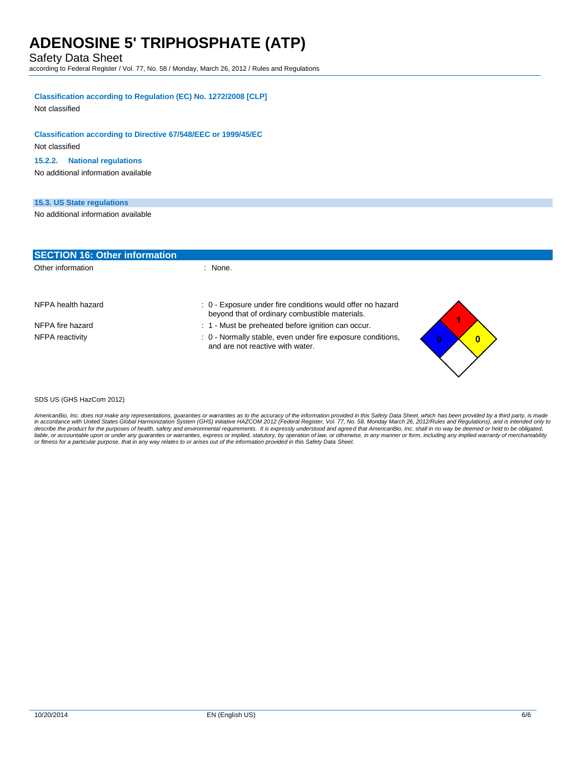**Classification according to Regulation (EC) No. 1272/2008 [CLP]**

Not classified

**Classification according to Directive 67/548/EEC or 1999/45/EC**

Not classified

### 15.2.2. National regulations

No additional information available

### 15.3. US State regulations

No additional information available

## SECTION 16: Other information

| | |
|---|---|
| Other information | : None. |
| NFPA health hazard | : 0 - Exposure under fire conditions would offer no hazard beyond that of ordinary combustible materials. |
| NFPA fire hazard | : 1 - Must be preheated before ignition can occur. |
| NFPA reactivity | : 0 - Normally stable, even under fire exposure conditions, and are not reactive with water. |

1

0

0

SDS US (GHS HazCom 2012)

*AmericanBio, Inc. does not make any representations, guaranties or warranties as to the accuracy of the information provided in this Safety Data Sheet, which has been provided by a third party, is made in accordance with United States Global Harmonization System (GHS) initiative HAZCOM 2012 (Federal Register, Vol. 77, No. 58, Monday March 26, 2012/Rules and Regulations), and is intended only to describe the product for the purposes of health, safety and environmental requirements. It is expressly understood and agreed that AmericanBio, Inc. shall in no way be deemed or held to be obligated, liable, or accountable upon or under any guaranties or warranties, express or implied, statutory, by operation of law, or otherwise, in any manner or form, including any implied warranty of merchantability or fitness for a particular purpose, that in any way relates to or arises out of the information provided in this Safety Data Sheet.*